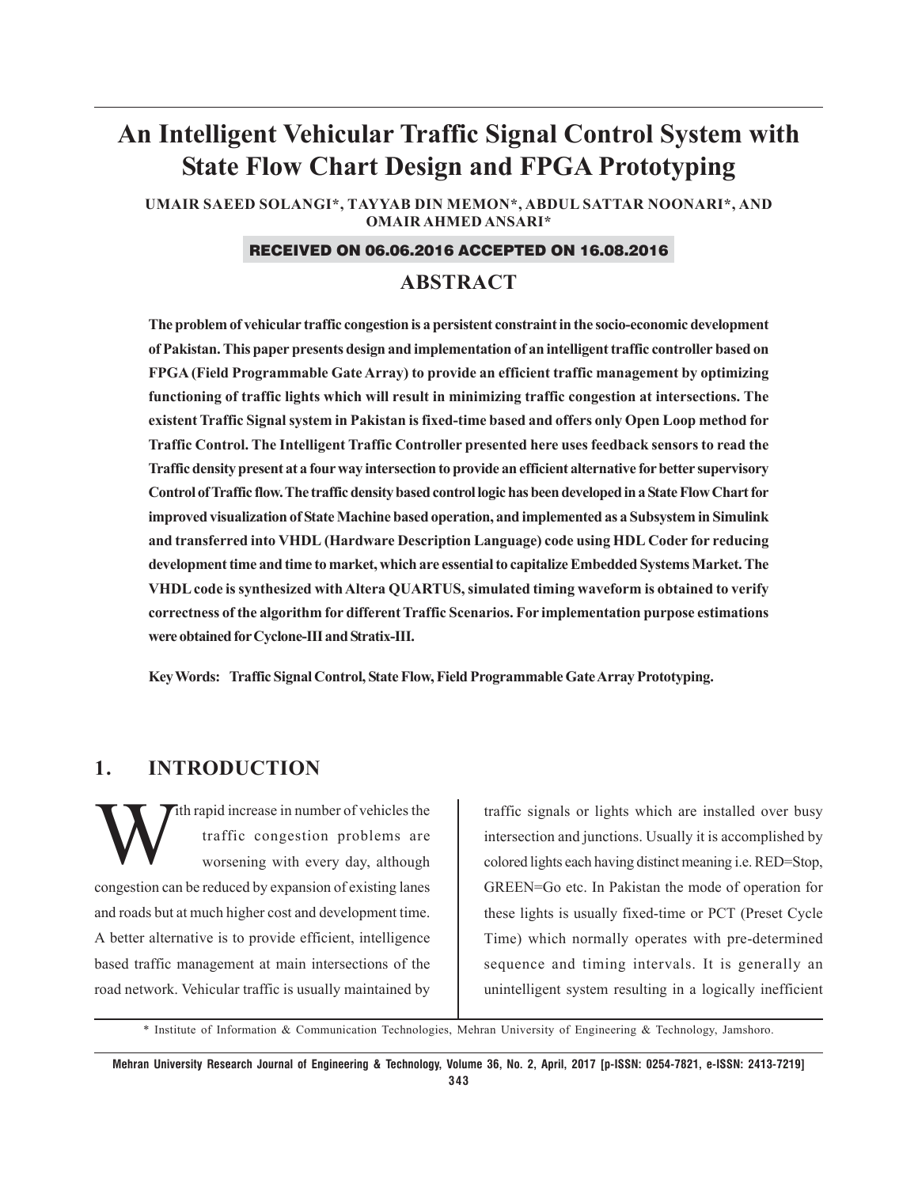# An Intelligent Vehicular Traffic Signal Control System with State Flow Chart Design and FPGA Prototyping

**UMAIR SAEED SOLANGI\*, TAYYAB DIN MEMON\*, ABDUL SATTAR NOONARI\*, AND OMAIR AHMED ANSARI\***

**RECEIVED ON 06.06.2016 ACCEPTED ON 16.08.2016**

## ABSTRACT

**The problem of vehicular traffic congestion is a persistent constraint in the socio-economic development of Pakistan. This paper presents design and implementation of an intelligent traffic controller based on FPGA (Field Programmable Gate Array) to provide an efficient traffic management by optimizing functioning of traffic lights which will result in minimizing traffic congestion at intersections. The existent Traffic Signal system in Pakistan is fixed-time based and offers only Open Loop method for Traffic Control. The Intelligent Traffic Controller presented here uses feedback sensors to read the Traffic density present at a four way intersection to provide an efficient alternative for better supervisory Control of Traffic flow. The traffic density based control logic has been developed in a State Flow Chart for improved visualization of State Machine based operation, and implemented as a Subsystem in Simulink and transferred into VHDL (Hardware Description Language) code using HDL Coder for reducing development time and time to market, which are essential to capitalize Embedded Systems Market. The VHDL code is synthesized with Altera QUARTUS, simulated timing waveform is obtained to verify correctness of the algorithm for different Traffic Scenarios. For implementation purpose estimations were obtained for Cyclone-III and Stratix-III.**

**Key Words: Traffic Signal Control, State Flow, Field Programmable Gate Array Prototyping.**

## 1. INTRODUCTION

With rapid increase in number of vehicles the traffic congestion problems are worsening with every day, although congestion can be reduced by expansion of existing lanes and roads but at much higher cost and development time. A better alternative is to provide efficient, intelligence based traffic management at main intersections of the road network. Vehicular traffic is usually maintained by traffic signals or lights which are installed over busy intersection and junctions. Usually it is accomplished by colored lights each having distinct meaning i.e. RED=Stop, GREEN=Go etc. In Pakistan the mode of operation for these lights is usually fixed-time or PCT (Preset Cycle Time) which normally operates with pre-determined sequence and timing intervals. It is generally an unintelligent system resulting in a logically inefficient

\* Institute of Information & Communication Technologies, Mehran University of Engineering & Technology, Jamshoro.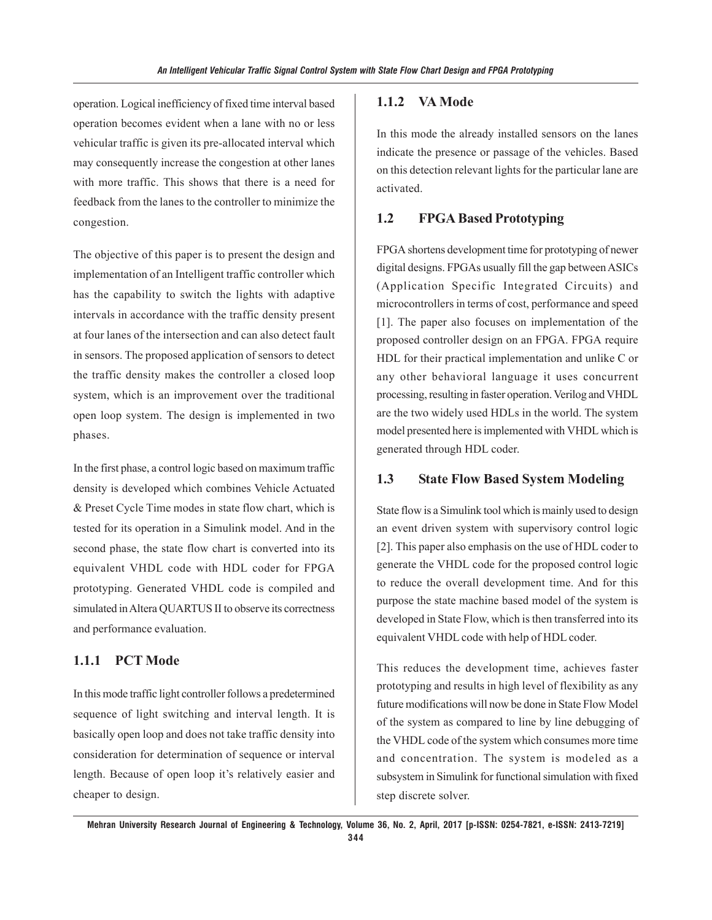operation. Logical inefficiency of fixed time interval based operation becomes evident when a lane with no or less vehicular traffic is given its pre-allocated interval which may consequently increase the congestion at other lanes with more traffic. This shows that there is a need for feedback from the lanes to the controller to minimize the congestion.

The objective of this paper is to present the design and implementation of an Intelligent traffic controller which has the capability to switch the lights with adaptive intervals in accordance with the traffic density present at four lanes of the intersection and can also detect fault in sensors. The proposed application of sensors to detect the traffic density makes the controller a closed loop system, which is an improvement over the traditional open loop system. The design is implemented in two phases.

In the first phase, a control logic based on maximum traffic density is developed which combines Vehicle Actuated & Preset Cycle Time modes in state flow chart, which is tested for its operation in a Simulink model. And in the second phase, the state flow chart is converted into its equivalent VHDL code with HDL coder for FPGA prototyping. Generated VHDL code is compiled and simulated in Altera QUARTUS II to observe its correctness and performance evaluation.

### 1.1.1 PCT Mode

In this mode traffic light controller follows a predetermined sequence of light switching and interval length. It is basically open loop and does not take traffic density into consideration for determination of sequence or interval length. Because of open loop it's relatively easier and cheaper to design.

### 1.1.2 VA Mode

In this mode the already installed sensors on the lanes indicate the presence or passage of the vehicles. Based on this detection relevant lights for the particular lane are activated.

## 1.2 FPGA Based Prototyping

FPGA shortens development time for prototyping of newer digital designs. FPGAs usually fill the gap between ASICs (Application Specific Integrated Circuits) and microcontrollers in terms of cost, performance and speed [1]. The paper also focuses on implementation of the proposed controller design on an FPGA. FPGA require HDL for their practical implementation and unlike C or any other behavioral language it uses concurrent processing, resulting in faster operation. Verilog and VHDL are the two widely used HDLs in the world. The system model presented here is implemented with VHDL which is generated through HDL coder.

## 1.3 State Flow Based System Modeling

State flow is a Simulink tool which is mainly used to design an event driven system with supervisory control logic [2]. This paper also emphasis on the use of HDL coder to generate the VHDL code for the proposed control logic to reduce the overall development time. And for this purpose the state machine based model of the system is developed in State Flow, which is then transferred into its equivalent VHDL code with help of HDL coder.

This reduces the development time, achieves faster prototyping and results in high level of flexibility as any future modifications will now be done in State Flow Model of the system as compared to line by line debugging of the VHDL code of the system which consumes more time and concentration. The system is modeled as a subsystem in Simulink for functional simulation with fixed step discrete solver.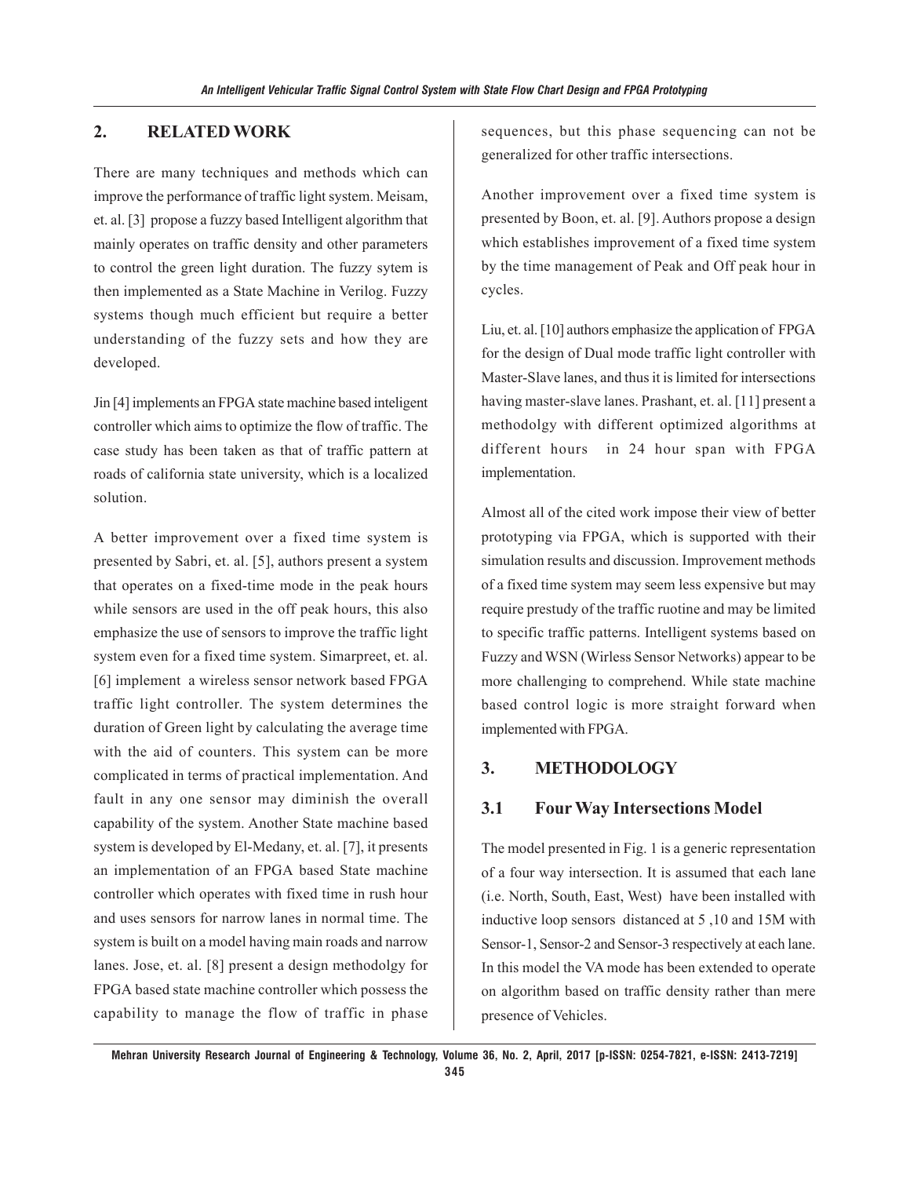## 2. RELATED WORK

There are many techniques and methods which can improve the performance of traffic light system. Meisam, et. al. [3] propose a fuzzy based Intelligent algorithm that mainly operates on traffic density and other parameters to control the green light duration. The fuzzy sytem is then implemented as a State Machine in Verilog. Fuzzy systems though much efficient but require a better understanding of the fuzzy sets and how they are developed.

Jin [4] implements an FPGA state machine based inteligent controller which aims to optimize the flow of traffic. The case study has been taken as that of traffic pattern at roads of california state university, which is a localized solution.

A better improvement over a fixed time system is presented by Sabri, et. al. [5], authors present a system that operates on a fixed-time mode in the peak hours while sensors are used in the off peak hours, this also emphasize the use of sensors to improve the traffic light system even for a fixed time system. Simarpreet, et. al. [6] implement a wireless sensor network based FPGA traffic light controller. The system determines the duration of Green light by calculating the average time with the aid of counters. This system can be more complicated in terms of practical implementation. And fault in any one sensor may diminish the overall capability of the system. Another State machine based system is developed by El-Medany, et. al. [7], it presents an implementation of an FPGA based State machine controller which operates with fixed time in rush hour and uses sensors for narrow lanes in normal time. The system is built on a model having main roads and narrow lanes. Jose, et. al. [8] present a design methodolgy for FPGA based state machine controller which possess the capability to manage the flow of traffic in phase sequences, but this phase sequencing can not be generalized for other traffic intersections.

Another improvement over a fixed time system is presented by Boon, et. al. [9]. Authors propose a design which establishes improvement of a fixed time system by the time management of Peak and Off peak hour in cycles.

Liu, et. al. [10] authors emphasize the application of FPGA for the design of Dual mode traffic light controller with Master-Slave lanes, and thus it is limited for intersections having master-slave lanes. Prashant, et. al. [11] present a methodolgy with different optimized algorithms at different hours in 24 hour span with FPGA implementation.

Almost all of the cited work impose their view of better prototyping via FPGA, which is supported with their simulation results and discussion. Improvement methods of a fixed time system may seem less expensive but may require prestudy of the traffic ruotine and may be limited to specific traffic patterns. Intelligent systems based on Fuzzy and WSN (Wireless Sensor Networks) appear to be more challenging to comprehend. While state machine based control logic is more straight forward when implemented with FPGA.

## 3. METHODOLOGY

### 3.1 Four Way Intersections Model

The model presented in Fig. 1 is a generic representation of a four way intersection. It is assumed that each lane (i.e. North, South, East, West) have been installed with inductive loop sensors distanced at 5 ,10 and 15M with Sensor-1, Sensor-2 and Sensor-3 respectively at each lane. In this model the VA mode has been extended to operate on algorithm based on traffic density rather than mere presence of Vehicles.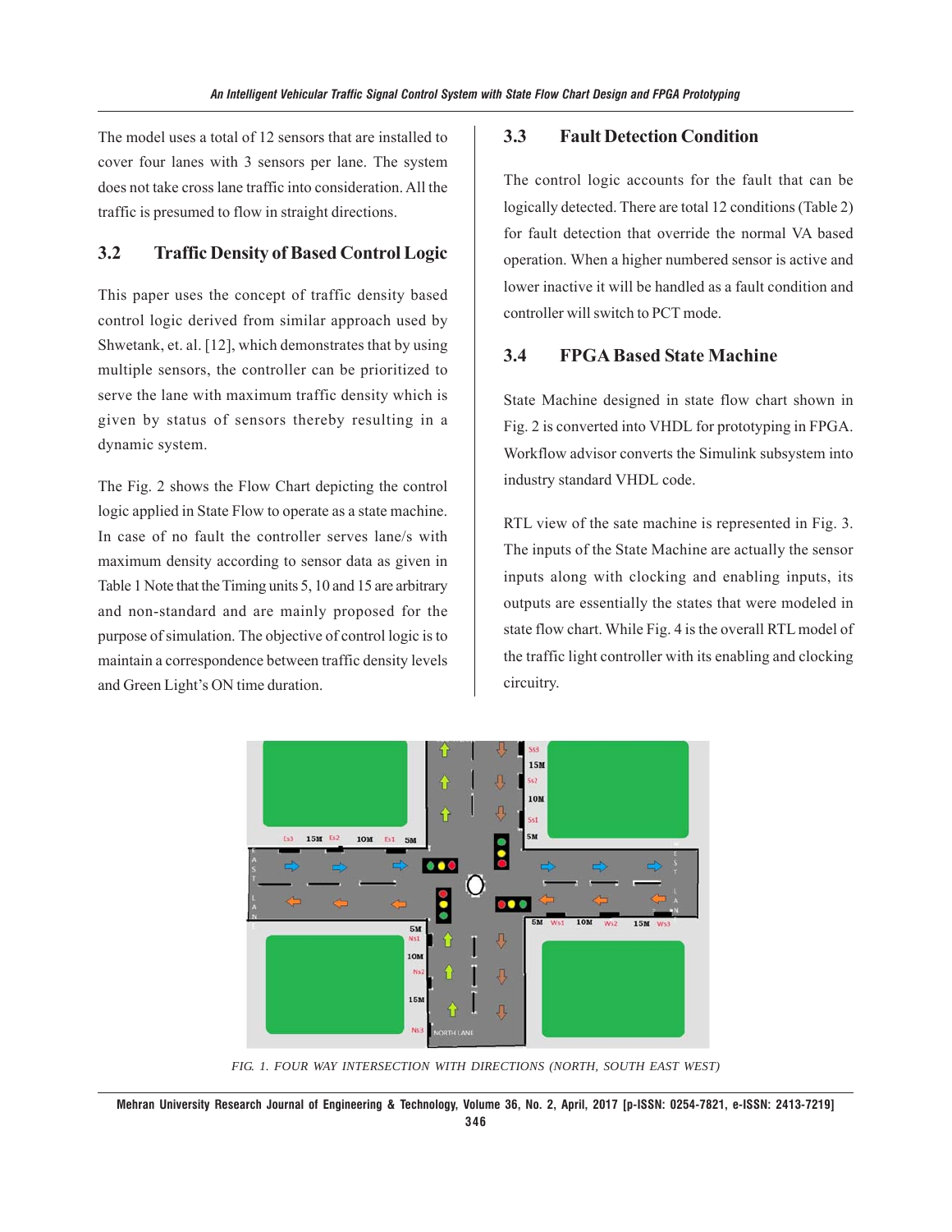The model uses a total of 12 sensors that are installed to cover four lanes with 3 sensors per lane. The system does not take cross lane traffic into consideration. All the traffic is presumed to flow in straight directions.

### 3.2 Traffic Density of Based Control Logic

This paper uses the concept of traffic density based control logic derived from similar approach used by Shwetank, et. al. [12], which demonstrates that by using multiple sensors, the controller can be prioritized to serve the lane with maximum traffic density which is given by status of sensors thereby resulting in a dynamic system.

The Fig. 2 shows the Flow Chart depicting the control logic applied in State Flow to operate as a state machine. In case of no fault the controller serves lane/s with maximum density according to sensor data as given in Table 1 Note that the Timing units 5, 10 and 15 are arbitrary and non-standard and are mainly proposed for the purpose of simulation. The objective of control logic is to maintain a correspondence between traffic density levels and Green Light's ON time duration.

### 3.3 Fault Detection Condition

The control logic accounts for the fault that can be logically detected. There are total 12 conditions (Table 2) for fault detection that override the normal VA based operation. When a higher numbered sensor is active and lower inactive it will be handled as a fault condition and controller will switch to PCT mode.

### 3.4 FPGA Based State Machine

State Machine designed in state flow chart shown in Fig. 2 is converted into VHDL for prototyping in FPGA. Workflow advisor converts the Simulink subsystem into industry standard VHDL code.

RTL view of the sate machine is represented in Fig. 3. The inputs of the State Machine are actually the sensor inputs along with clocking and enabling inputs, its outputs are essentially the states that were modeled in state flow chart. While Fig. 4 is the overall RTL model of the traffic light controller with its enabling and clocking circuitry.

*FIG. 1. FOUR WAY INTERSECTION WITH DIRECTIONS (NORTH, SOUTH EAST WEST)*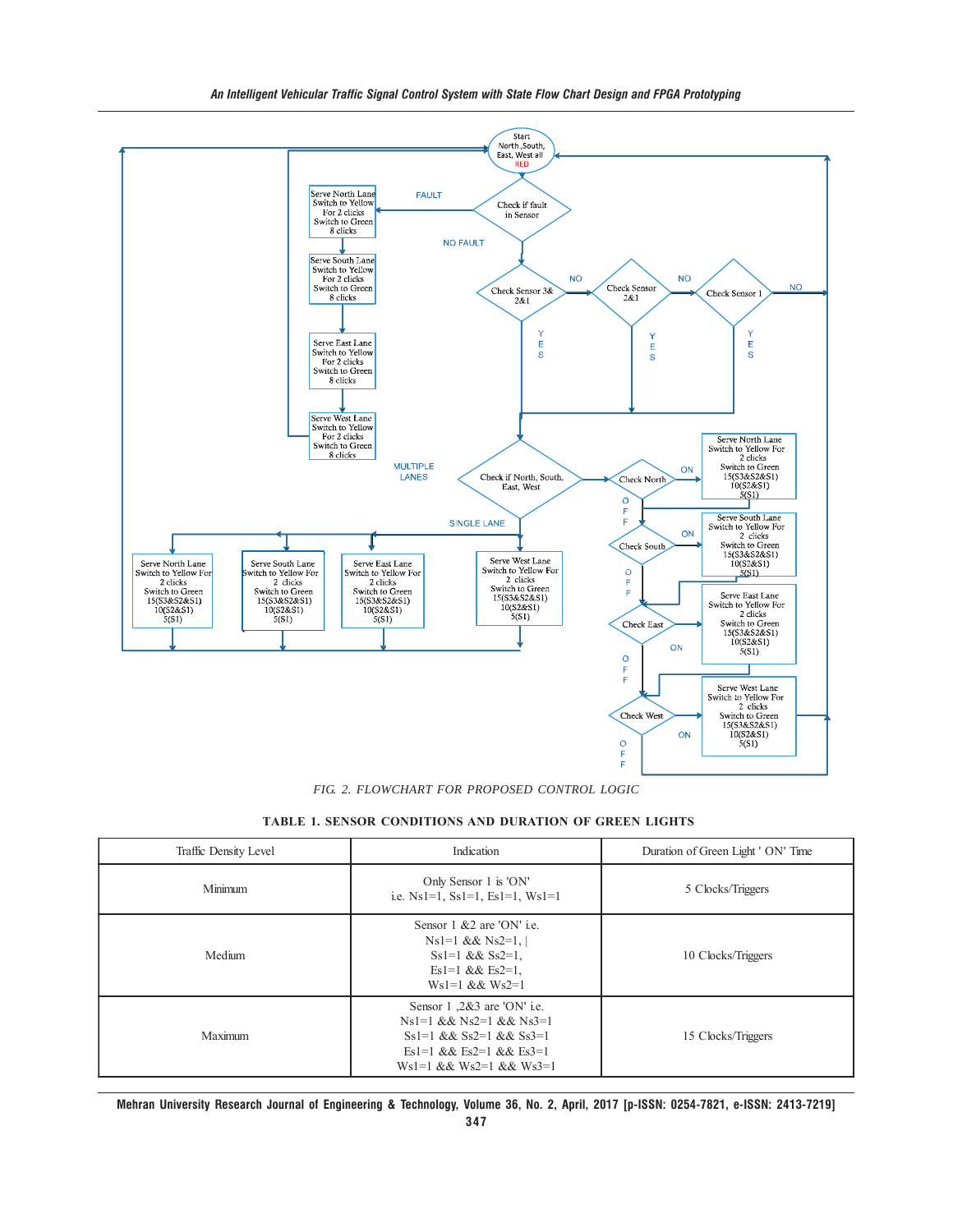FIG. 2. FLOWCHART FOR PROPOSED CONTROL LOGIC

TABLE 1. SENSOR CONDITIONS AND DURATION OF GREEN LIGHTS

| Traffic Density Level | Indication | Duration of Green Light ' ON' Time |
|---|---|---|
| Minimum | Only Sensor 1 is 'ON'<br>i.e. Ns1=1, Ss1=1, Es1=1, Ws1=1 | 5 Clocks/Triggers |
| Medium | Sensor 1 &2 are 'ON' i.e.<br>Ns1=1 && Ns2=1, \|<br>Ss1=1 && Ss2=1,<br>Es1=1 && Es2=1,<br>Ws1=1 && Ws2=1 | 10 Clocks/Triggers |
| Maximum | Sensor 1 ,2&3 are 'ON' i.e.<br>Ns1=1 && Ns2=1 && Ns3=1<br>Ss1=1 && Ss2=1 && Ss3=1<br>Es1=1 && Es2=1 && Es3=1<br>Ws1=1 && Ws2=1 && Ws3=1 | 15 Clocks/Triggers |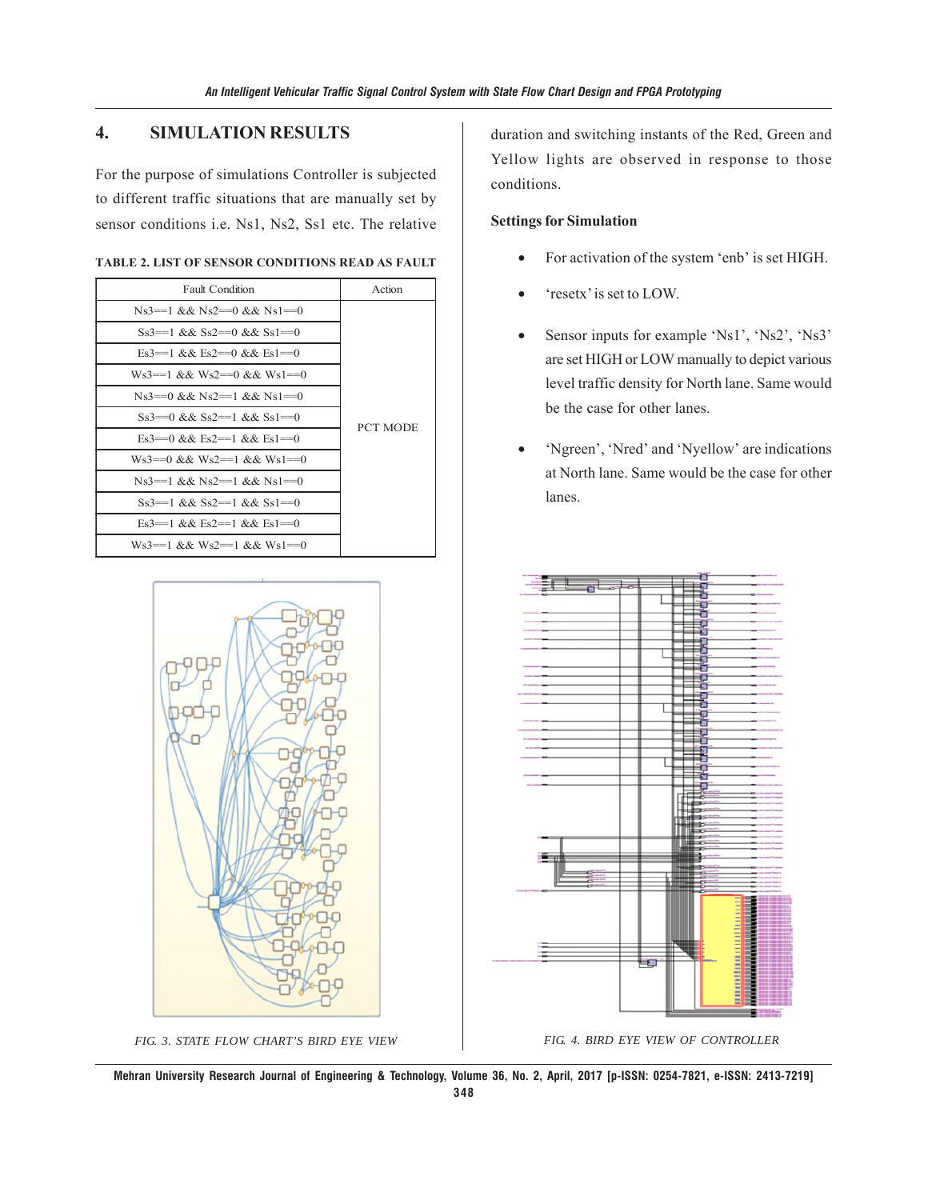## 4. SIMULATION RESULTS

For the purpose of simulations Controller is subjected to different traffic situations that are manually set by sensor conditions i.e. Ns1, Ns2, Ss1 etc. The relative duration and switching instants of the Red, Green and Yellow lights are observed in response to those conditions.

**TABLE 2. LIST OF SENSOR CONDITIONS READ AS FAULT**

| Fault Condition | Action |
|---|---|
| Ns3==1 && Ns2==0 && Ns1==0 | PCT MODE |
| Ss3==1 && Ss2==0 && Ss1==0 | |
| Es3==1 && Es2==0 && Es1==0 | |
| Ws3==1 && Ws2==0 && Ws1==0 | |
| Ns3==0 && Ns2==1 && Ns1==0 | |
| Ss3==0 && Ss2==1 && Ss1==0 | |
| Es3==0 && Es2==1 && Es1==0 | |
| Ws3==0 && Ws2==1 && Ws1==0 | |
| Ns3==1 && Ns2==1 && Ns1==0 | |
| Ss3==1 && Ss2==1 && Ss1==0 | |
| Es3==1 && Es2==1 && Es1==0 | |
| Ws3==1 && Ws2==1 && Ws1==0 | |

*FIG. 3. STATE FLOW CHART'S BIRD EYE VIEW*

**Settings for Simulation**

- For activation of the system 'enb' is set HIGH.
- 'resetx' is set to LOW.
- Sensor inputs for example 'Ns1', 'Ns2', 'Ns3' are set HIGH or LOW manually to depict various level traffic density for North lane. Same would be the case for other lanes.
- 'Ngreen', 'Nred' and 'Nyellow' are indications at North lane. Same would be the case for other lanes.

*FIG. 4. BIRD EYE VIEW OF CONTROLLER*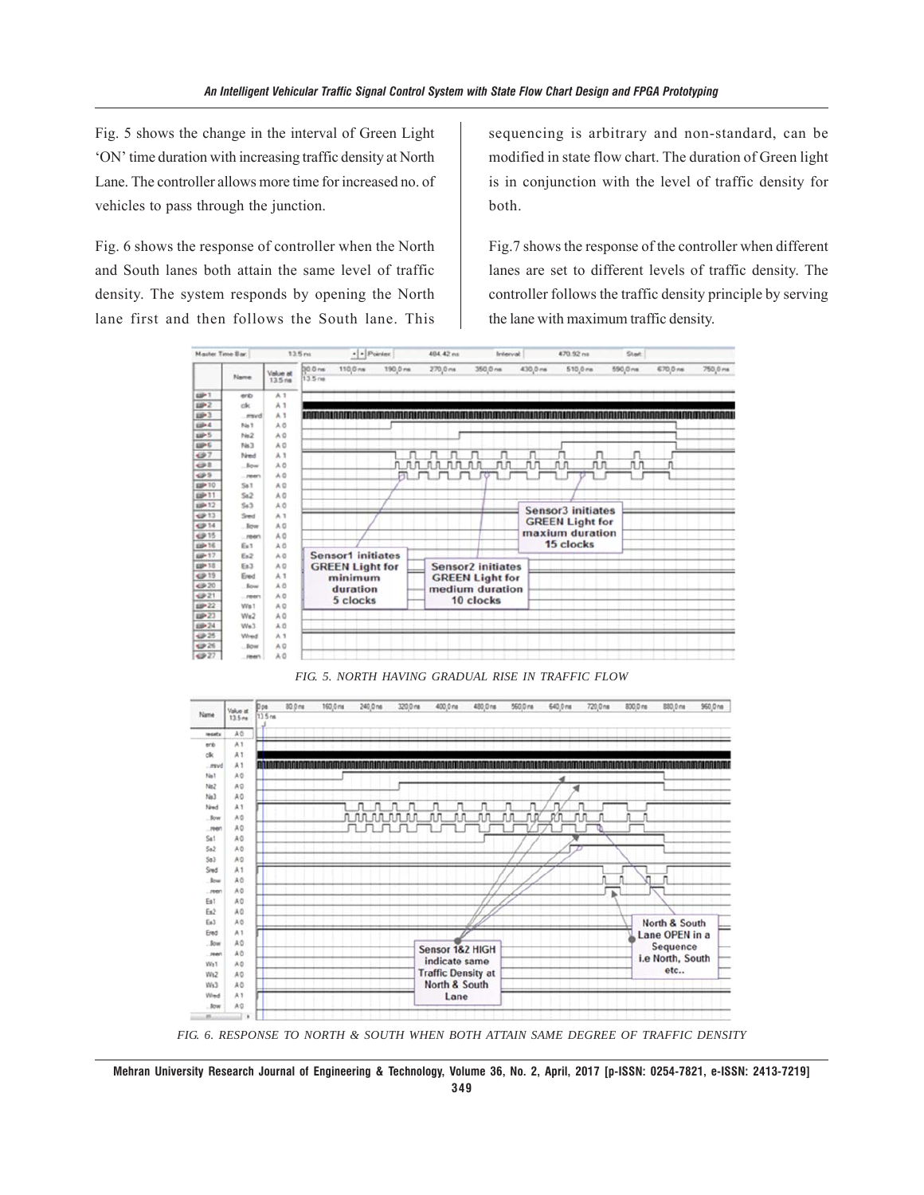Fig. 5 shows the change in the interval of Green Light 'ON' time duration with increasing traffic density at North Lane. The controller allows more time for increased no. of vehicles to pass through the junction.

Fig. 6 shows the response of controller when the North and South lanes both attain the same level of traffic density. The system responds by opening the North lane first and then follows the South lane. This sequencing is arbitrary and non-standard, can be modified in state flow chart. The duration of Green light is in conjunction with the level of traffic density for both.

Fig.7 shows the response of the controller when different lanes are set to different levels of traffic density. The controller follows the traffic density principle by serving the lane with maximum traffic density.

Sensor1 initiates GREEN Light for minimum duration 5 clocks

Sensor2 initiates GREEN Light for medium duration 10 clocks

Sensor3 initiates GREEN Light for maxium duration 15 clocks

*FIG. 5. NORTH HAVING GRADUAL RISE IN TRAFFIC FLOW*

Sensor 1&2 HIGH indicate same Traffic Density at North & South Lane

North & South Lane OPEN in a Sequence i.e North, South etc..

*FIG. 6. RESPONSE TO NORTH & SOUTH WHEN BOTH ATTAIN SAME DEGREE OF TRAFFIC DENSITY*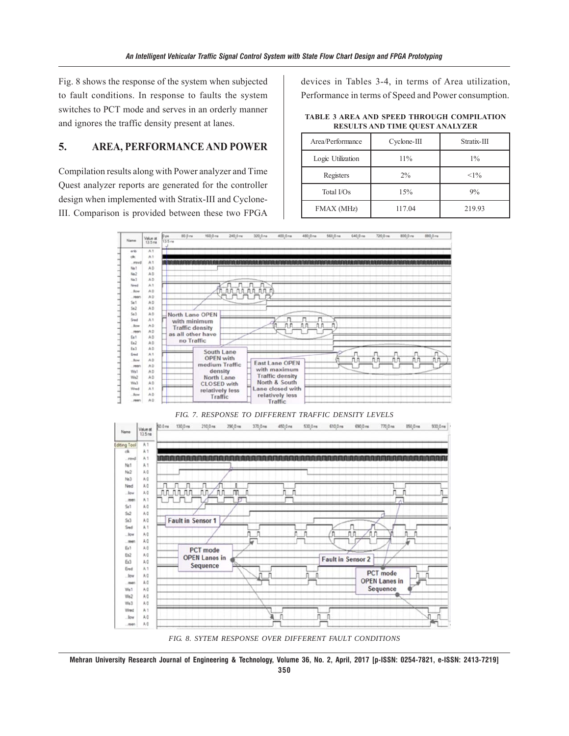Fig. 8 shows the response of the system when subjected to fault conditions. In response to faults the system switches to PCT mode and serves in an orderly manner and ignores the traffic density present at lanes.

## 5. AREA, PERFORMANCE AND POWER

Compilation results along with Power analyzer and Time Quest analyzer reports are generated for the controller design when implemented with Stratix-III and Cyclone-III. Comparison is provided between these two FPGA devices in Tables 3-4, in terms of Area utilization, Performance in terms of Speed and Power consumption.

**TABLE 3 AREA AND SPEED THROUGH COMPILATION RESULTS AND TIME QUEST ANALYZER**

| Area/Performance | Cyclone-III | Stratix-III |
|---|---|---|
| Logic Utilization | 11% | 1% |
| Registers | 2% | <1% |
| Total I/Os | 15% | 9% |
| FMAX (MHz) | 117.04 | 219.93 |

North Lane OPEN with minimum Traffic density as all other have no Traffic

South Lane OPEN with medium Traffic density North Lane CLOSED with relatively less Traffic

East Lane OPEN with maximum Traffic density North & South Lane closed with relatively less Traffic

*FIG. 7. RESPONSE TO DIFFERENT TRAFFIC DENSITY LEVELS*

Fault in Sensor 1

PCT mode OPEN Lanes in Sequence

Fault in Sensor 2

PCT mode OPEN Lanes in Sequence

*FIG. 8. SYTEM RESPONSE OVER DIFFERENT FAULT CONDITIONS*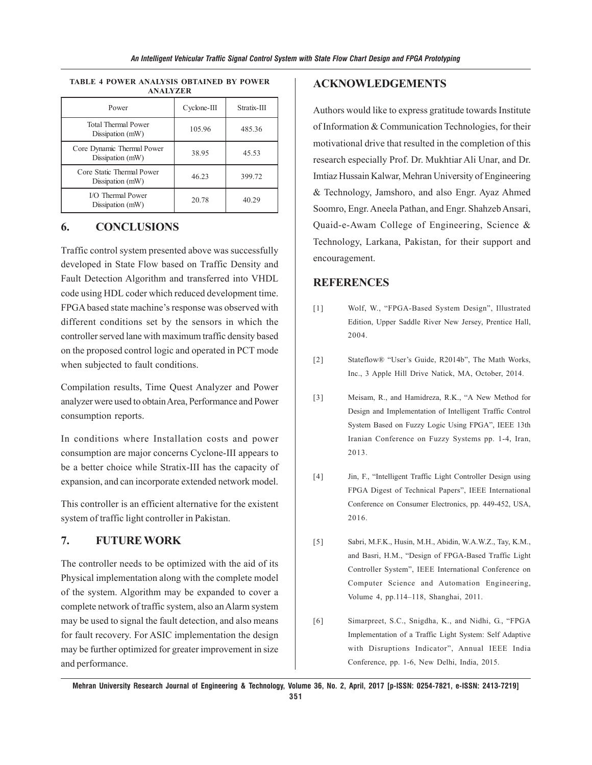**TABLE 4 POWER ANALYSIS OBTAINED BY POWER ANALYZER**

| Power | Cyclone-III | Stratix-III |
|---|---|---|
| Total Thermal Power Dissipation (mW) | 105.96 | 485.36 |
| Core Dynamic Thermal Power Dissipation (mW) | 38.95 | 45.53 |
| Core Static Thermal Power Dissipation (mW) | 46.23 | 399.72 |
| I/O Thermal Power Dissipation (mW) | 20.78 | 40.29 |

## 6. CONCLUSIONS

Traffic control system presented above was successfully developed in State Flow based on Traffic Density and Fault Detection Algorithm and transferred into VHDL code using HDL coder which reduced development time. FPGA based state machine's response was observed with different conditions set by the sensors in which the controller served lane with maximum traffic density based on the proposed control logic and operated in PCT mode when subjected to fault conditions.

Compilation results, Time Quest Analyzer and Power analyzer were used to obtain Area, Performance and Power consumption reports.

In conditions where Installation costs and power consumption are major concerns Cyclone-III appears to be a better choice while Stratix-III has the capacity of expansion, and can incorporate extended network model.

This controller is an efficient alternative for the existent system of traffic light controller in Pakistan.

## 7. FUTURE WORK

The controller needs to be optimized with the aid of its Physical implementation along with the complete model of the system. Algorithm may be expanded to cover a complete network of traffic system, also an Alarm system may be used to signal the fault detection, and also means for fault recovery. For ASIC implementation the design may be further optimized for greater improvement in size and performance.

## ACKNOWLEDGEMENTS

Authors would like to express gratitude towards Institute of Information & Communication Technologies, for their motivational drive that resulted in the completion of this research especially Prof. Dr. Mukhtiar Ali Unar, and Dr. Imtiaz Hussain Kalwar, Mehran University of Engineering & Technology, Jamshoro, and also Engr. Ayaz Ahmed Soomro, Engr. Aneela Pathan, and Engr. Shahzeb Ansari, Quaid-e-Awam College of Engineering, Science & Technology, Larkana, Pakistan, for their support and encouragement.

## REFERENCES

[1] Wolf, W., "FPGA-Based System Design", Illustrated Edition, Upper Saddle River New Jersey, Prentice Hall, 2004.

[2] Stateflow® "User's Guide, R2014b", The Math Works, Inc., 3 Apple Hill Drive Natick, MA, October, 2014.

[3] Meisam, R., and Hamidreza, R.K., "A New Method for Design and Implementation of Intelligent Traffic Control System Based on Fuzzy Logic Using FPGA", IEEE 13th Iranian Conference on Fuzzy Systems pp. 1-4, Iran, 2013.

[4] Jin, F., "Intelligent Traffic Light Controller Design using FPGA Digest of Technical Papers", IEEE International Conference on Consumer Electronics, pp. 449-452, USA, 2016.

[5] Sabri, M.F.K., Husin, M.H., Abidin, W.A.W.Z., Tay, K.M., and Basri, H.M., "Design of FPGA-Based Traffic Light Controller System", IEEE International Conference on Computer Science and Automation Engineering, Volume 4, pp.114–118, Shanghai, 2011.

[6] Simarpreet, S.C., Snigdha, K., and Nidhi, G., "FPGA Implementation of a Traffic Light System: Self Adaptive with Disruptions Indicator", Annual IEEE India Conference, pp. 1-6, New Delhi, India, 2015.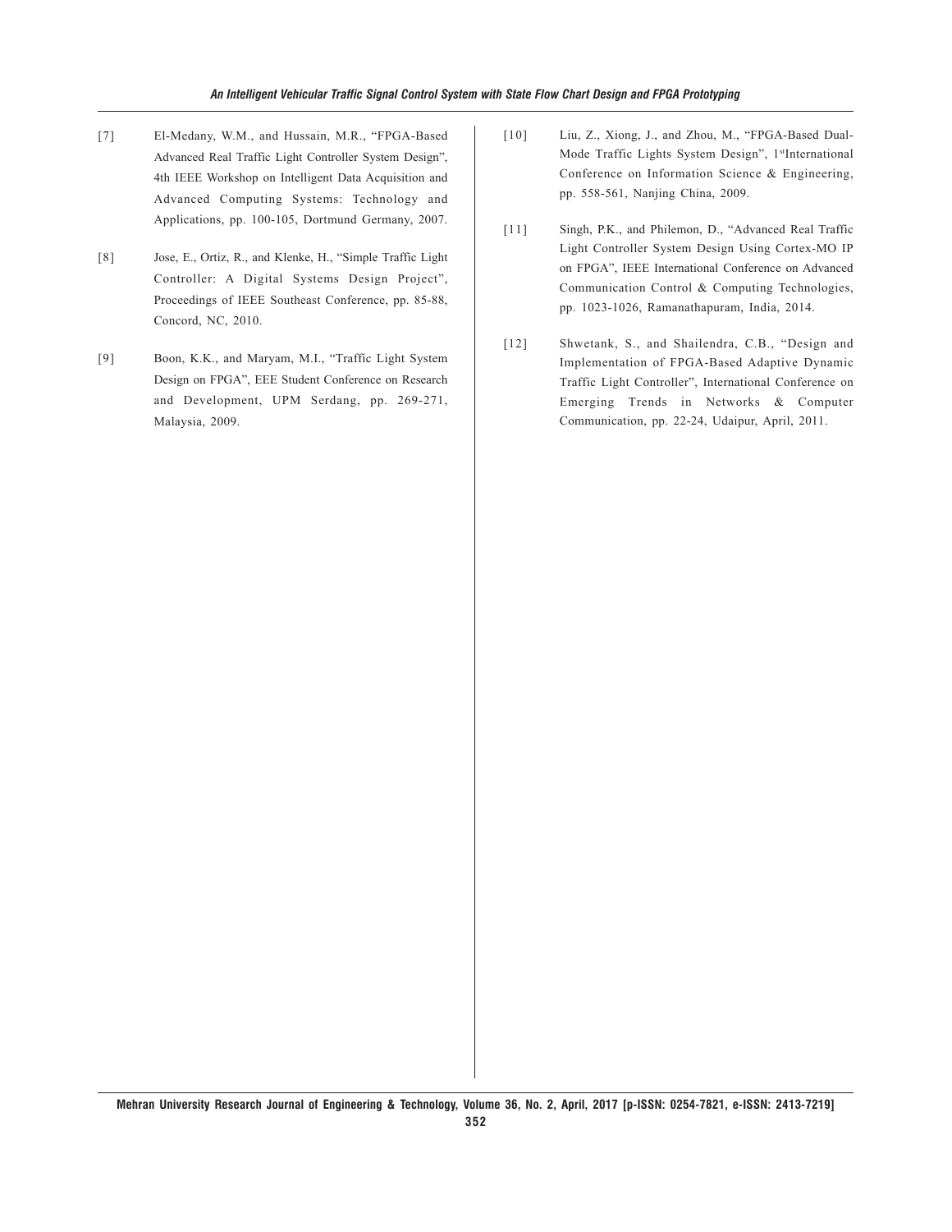[7] El-Medany, W.M., and Hussain, M.R., "FPGA-Based Advanced Real Traffic Light Controller System Design", 4th IEEE Workshop on Intelligent Data Acquisition and Advanced Computing Systems: Technology and Applications, pp. 100-105, Dortmund Germany, 2007.

[8] Jose, E., Ortiz, R., and Klenke, H., "Simple Traffic Light Controller: A Digital Systems Design Project", Proceedings of IEEE Southeast Conference, pp. 85-88, Concord, NC, 2010.

[9] Boon, K.K., and Maryam, M.I., "Traffic Light System Design on FPGA", EEE Student Conference on Research and Development, UPM Serdang, pp. 269-271, Malaysia, 2009.

[10] Liu, Z., Xiong, J., and Zhou, M., "FPGA-Based Dual-Mode Traffic Lights System Design", 1st International Conference on Information Science & Engineering, pp. 558-561, Nanjing China, 2009.

[11] Singh, P.K., and Philemon, D., "Advanced Real Traffic Light Controller System Design Using Cortex-MO IP on FPGA", IEEE International Conference on Advanced Communication Control & Computing Technologies, pp. 1023-1026, Ramanathapuram, India, 2014.

[12] Shwetank, S., and Shailendra, C.B., "Design and Implementation of FPGA-Based Adaptive Dynamic Traffic Light Controller", International Conference on Emerging Trends in Networks & Computer Communication, pp. 22-24, Udaipur, April, 2011.